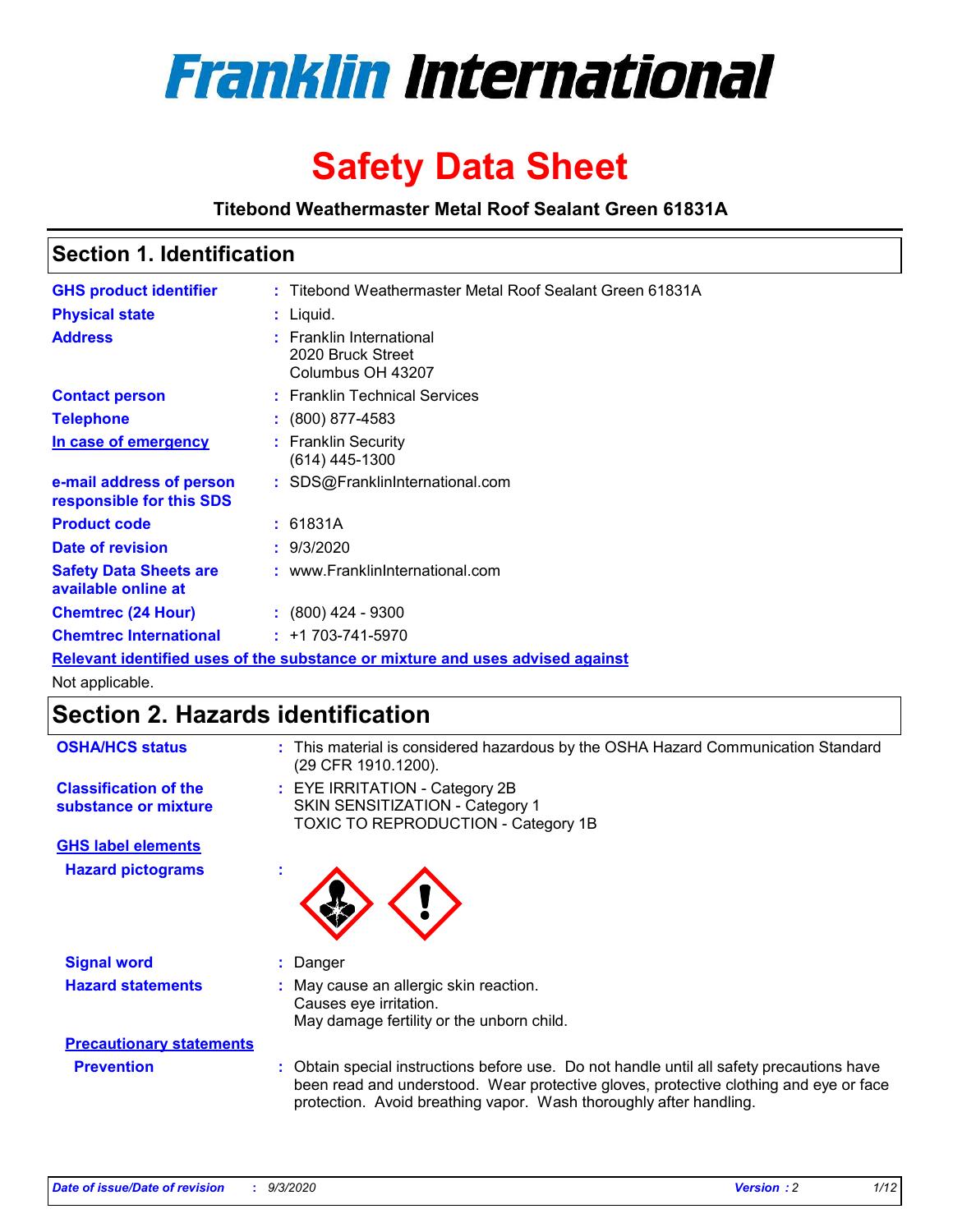# Franklin International

# Safety Data Sheet

**Titebond Weathermaster Metal Roof Sealant Green 61831A**

## Section 1. Identification

| | | |
|---|---|---|
| **GHS product identifier** | : | Titebond Weathermaster Metal Roof Sealant Green 61831A |
| **Physical state** | : | Liquid. |
| **Address** | : | Franklin International<br>2020 Bruck Street<br>Columbus OH 43207 |
| **Contact person** | : | Franklin Technical Services |
| **Telephone** | : | (800) 877-4583 |
| **In case of emergency** | : | Franklin Security<br>(614) 445-1300 |
| **e-mail address of person responsible for this SDS** | : | SDS@FranklinInternational.com |
| **Product code** | : | 61831A |
| **Date of revision** | : | 9/3/2020 |
| **Safety Data Sheets are available online at** | : | www.FranklinInternational.com |
| **Chemtrec (24 Hour)** | : | (800) 424 - 9300 |
| **Chemtrec International** | : | +1 703-741-5970 |

**Relevant identified uses of the substance or mixture and uses advised against**

Not applicable.

## Section 2. Hazards identification

| | | |
|---|---|---|
| **OSHA/HCS status** | : | This material is considered hazardous by the OSHA Hazard Communication Standard (29 CFR 1910.1200). |
| **Classification of the substance or mixture** | : | EYE IRRITATION - Category 2B<br>SKIN SENSITIZATION - Category 1<br>TOXIC TO REPRODUCTION - Category 1B |

**GHS label elements**

| | | |
|---|---|---|
| **Hazard pictograms** | : | |
| **Signal word** | : | Danger |
| **Hazard statements** | : | May cause an allergic skin reaction.<br>Causes eye irritation.<br>May damage fertility or the unborn child. |

**Precautionary statements**

| | | |
|---|---|---|
| **Prevention** | : | Obtain special instructions before use. Do not handle until all safety precautions have been read and understood. Wear protective gloves, protective clothing and eye or face protection. Avoid breathing vapor. Wash thoroughly after handling. |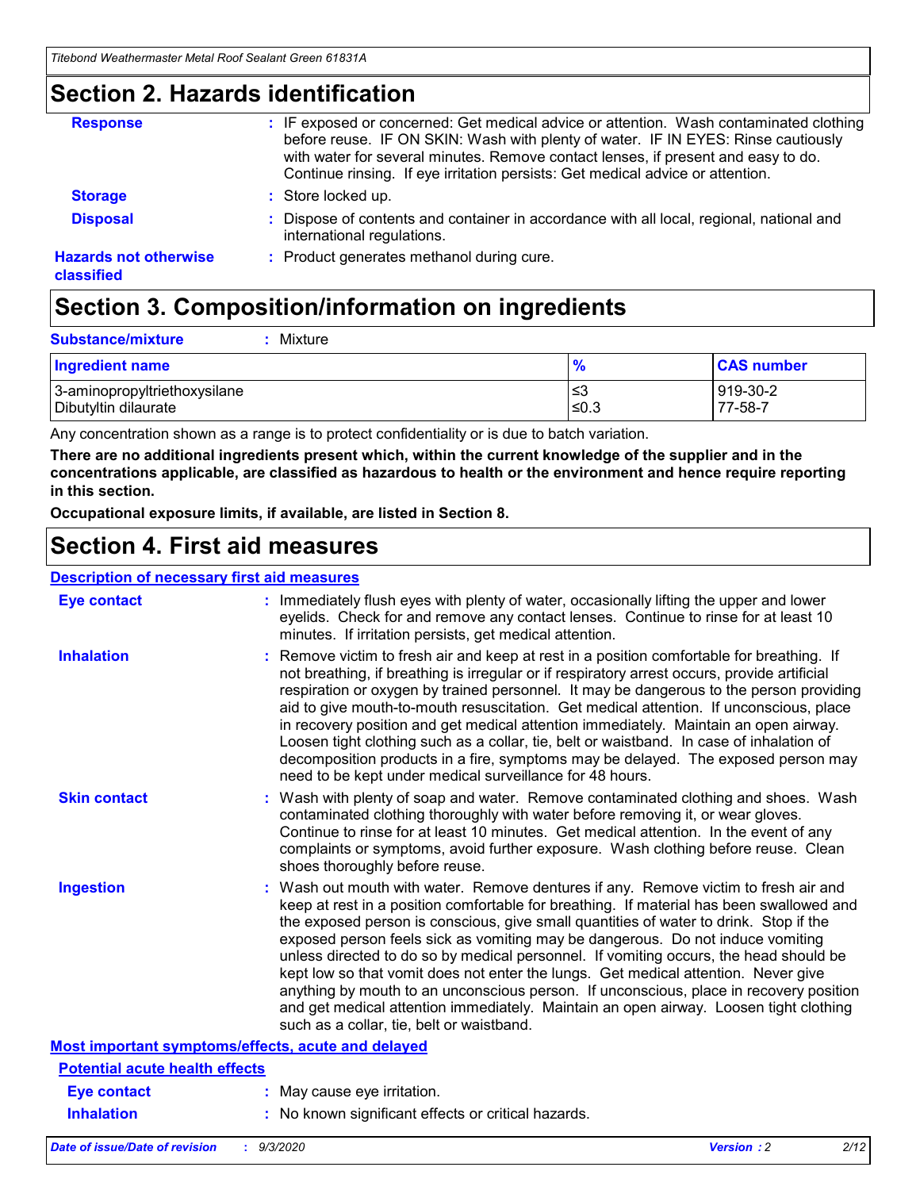# Section 2. Hazards identification

**Response** : IF exposed or concerned: Get medical advice or attention. Wash contaminated clothing before reuse. IF ON SKIN: Wash with plenty of water. IF IN EYES: Rinse cautiously with water for several minutes. Remove contact lenses, if present and easy to do. Continue rinsing. If eye irritation persists: Get medical advice or attention.

**Storage** : Store locked up.

**Disposal** : Dispose of contents and container in accordance with all local, regional, national and international regulations.

**Hazards not otherwise classified** : Product generates methanol during cure.

# Section 3. Composition/information on ingredients

**Substance/mixture** : Mixture

| Ingredient name | % | CAS number |
| --- | --- | --- |
| 3-aminopropyltriethoxysilane | ≤3 | 919-30-2 |
| Dibutyltin dilaurate | ≤0.3 | 77-58-7 |

Any concentration shown as a range is to protect confidentiality or is due to batch variation.

**There are no additional ingredients present which, within the current knowledge of the supplier and in the concentrations applicable, are classified as hazardous to health or the environment and hence require reporting in this section.**

**Occupational exposure limits, if available, are listed in Section 8.**

# Section 4. First aid measures

## Description of necessary first aid measures

**Eye contact** : Immediately flush eyes with plenty of water, occasionally lifting the upper and lower eyelids. Check for and remove any contact lenses. Continue to rinse for at least 10 minutes. If irritation persists, get medical attention.

**Inhalation** : Remove victim to fresh air and keep at rest in a position comfortable for breathing. If not breathing, if breathing is irregular or if respiratory arrest occurs, provide artificial respiration or oxygen by trained personnel. It may be dangerous to the person providing aid to give mouth-to-mouth resuscitation. Get medical attention. If unconscious, place in recovery position and get medical attention immediately. Maintain an open airway. Loosen tight clothing such as a collar, tie, belt or waistband. In case of inhalation of decomposition products in a fire, symptoms may be delayed. The exposed person may need to be kept under medical surveillance for 48 hours.

**Skin contact** : Wash with plenty of soap and water. Remove contaminated clothing and shoes. Wash contaminated clothing thoroughly with water before removing it, or wear gloves. Continue to rinse for at least 10 minutes. Get medical attention. In the event of any complaints or symptoms, avoid further exposure. Wash clothing before reuse. Clean shoes thoroughly before reuse.

**Ingestion** : Wash out mouth with water. Remove dentures if any. Remove victim to fresh air and keep at rest in a position comfortable for breathing. If material has been swallowed and the exposed person is conscious, give small quantities of water to drink. Stop if the exposed person feels sick as vomiting may be dangerous. Do not induce vomiting unless directed to do so by medical personnel. If vomiting occurs, the head should be kept low so that vomit does not enter the lungs. Get medical attention. Never give anything by mouth to an unconscious person. If unconscious, place in recovery position and get medical attention immediately. Maintain an open airway. Loosen tight clothing such as a collar, tie, belt or waistband.

## Most important symptoms/effects, acute and delayed

### Potential acute health effects

**Eye contact** : May cause eye irritation.

**Inhalation** : No known significant effects or critical hazards.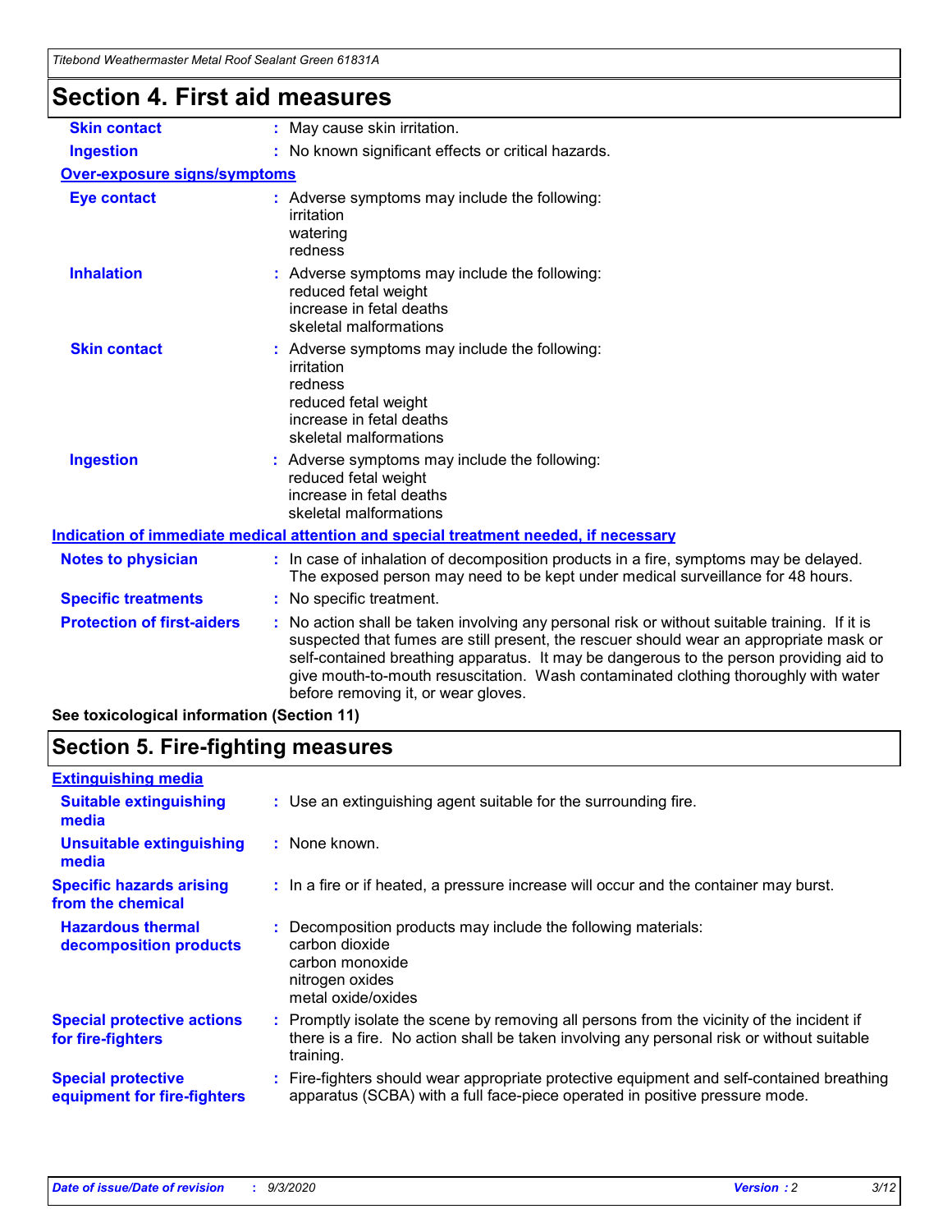## Section 4. First aid measures

**Skin contact** : May cause skin irritation.

**Ingestion** : No known significant effects or critical hazards.

**Over-exposure signs/symptoms**

**Eye contact** : Adverse symptoms may include the following:
irritation
watering
redness

**Inhalation** : Adverse symptoms may include the following:
reduced fetal weight
increase in fetal deaths
skeletal malformations

**Skin contact** : Adverse symptoms may include the following:
irritation
redness
reduced fetal weight
increase in fetal deaths
skeletal malformations

**Ingestion** : Adverse symptoms may include the following:
reduced fetal weight
increase in fetal deaths
skeletal malformations

**Indication of immediate medical attention and special treatment needed, if necessary**

**Notes to physician** : In case of inhalation of decomposition products in a fire, symptoms may be delayed. The exposed person may need to be kept under medical surveillance for 48 hours.

**Specific treatments** : No specific treatment.

**Protection of first-aiders** : No action shall be taken involving any personal risk or without suitable training. If it is suspected that fumes are still present, the rescuer should wear an appropriate mask or self-contained breathing apparatus. It may be dangerous to the person providing aid to give mouth-to-mouth resuscitation. Wash contaminated clothing thoroughly with water before removing it, or wear gloves.

**See toxicological information (Section 11)**

## Section 5. Fire-fighting measures

**Extinguishing media**

**Suitable extinguishing media** : Use an extinguishing agent suitable for the surrounding fire.

**Unsuitable extinguishing media** : None known.

**Specific hazards arising from the chemical** : In a fire or if heated, a pressure increase will occur and the container may burst.

**Hazardous thermal decomposition products** : Decomposition products may include the following materials:
carbon dioxide
carbon monoxide
nitrogen oxides
metal oxide/oxides

**Special protective actions for fire-fighters** : Promptly isolate the scene by removing all persons from the vicinity of the incident if there is a fire. No action shall be taken involving any personal risk or without suitable training.

**Special protective equipment for fire-fighters** : Fire-fighters should wear appropriate protective equipment and self-contained breathing apparatus (SCBA) with a full face-piece operated in positive pressure mode.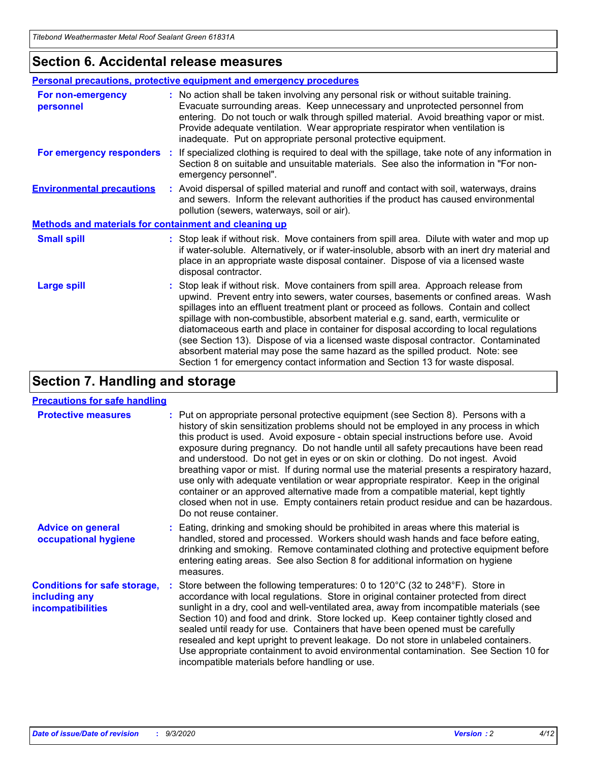## Section 6. Accidental release measures

### Personal precautions, protective equipment and emergency procedures

**For non-emergency personnel** : No action shall be taken involving any personal risk or without suitable training. Evacuate surrounding areas. Keep unnecessary and unprotected personnel from entering. Do not touch or walk through spilled material. Avoid breathing vapor or mist. Provide adequate ventilation. Wear appropriate respirator when ventilation is inadequate. Put on appropriate personal protective equipment.

**For emergency responders** : If specialized clothing is required to deal with the spillage, take note of any information in Section 8 on suitable and unsuitable materials. See also the information in "For non-emergency personnel".

**Environmental precautions** : Avoid dispersal of spilled material and runoff and contact with soil, waterways, drains and sewers. Inform the relevant authorities if the product has caused environmental pollution (sewers, waterways, soil or air).

### Methods and materials for containment and cleaning up

**Small spill** : Stop leak if without risk. Move containers from spill area. Dilute with water and mop up if water-soluble. Alternatively, or if water-insoluble, absorb with an inert dry material and place in an appropriate waste disposal container. Dispose of via a licensed waste disposal contractor.

**Large spill** : Stop leak if without risk. Move containers from spill area. Approach release from upwind. Prevent entry into sewers, water courses, basements or confined areas. Wash spillages into an effluent treatment plant or proceed as follows. Contain and collect spillage with non-combustible, absorbent material e.g. sand, earth, vermiculite or diatomaceous earth and place in container for disposal according to local regulations (see Section 13). Dispose of via a licensed waste disposal contractor. Contaminated absorbent material may pose the same hazard as the spilled product. Note: see Section 1 for emergency contact information and Section 13 for waste disposal.

## Section 7. Handling and storage

### Precautions for safe handling

**Protective measures** : Put on appropriate personal protective equipment (see Section 8). Persons with a history of skin sensitization problems should not be employed in any process in which this product is used. Avoid exposure - obtain special instructions before use. Avoid exposure during pregnancy. Do not handle until all safety precautions have been read and understood. Do not get in eyes or on skin or clothing. Do not ingest. Avoid breathing vapor or mist. If during normal use the material presents a respiratory hazard, use only with adequate ventilation or wear appropriate respirator. Keep in the original container or an approved alternative made from a compatible material, kept tightly closed when not in use. Empty containers retain product residue and can be hazardous. Do not reuse container.

**Advice on general occupational hygiene** : Eating, drinking and smoking should be prohibited in areas where this material is handled, stored and processed. Workers should wash hands and face before eating, drinking and smoking. Remove contaminated clothing and protective equipment before entering eating areas. See also Section 8 for additional information on hygiene measures.

**Conditions for safe storage, including any incompatibilities** : Store between the following temperatures: 0 to 120°C (32 to 248°F). Store in accordance with local regulations. Store in original container protected from direct sunlight in a dry, cool and well-ventilated area, away from incompatible materials (see Section 10) and food and drink. Store locked up. Keep container tightly closed and sealed until ready for use. Containers that have been opened must be carefully resealed and kept upright to prevent leakage. Do not store in unlabeled containers. Use appropriate containment to avoid environmental contamination. See Section 10 for incompatible materials before handling or use.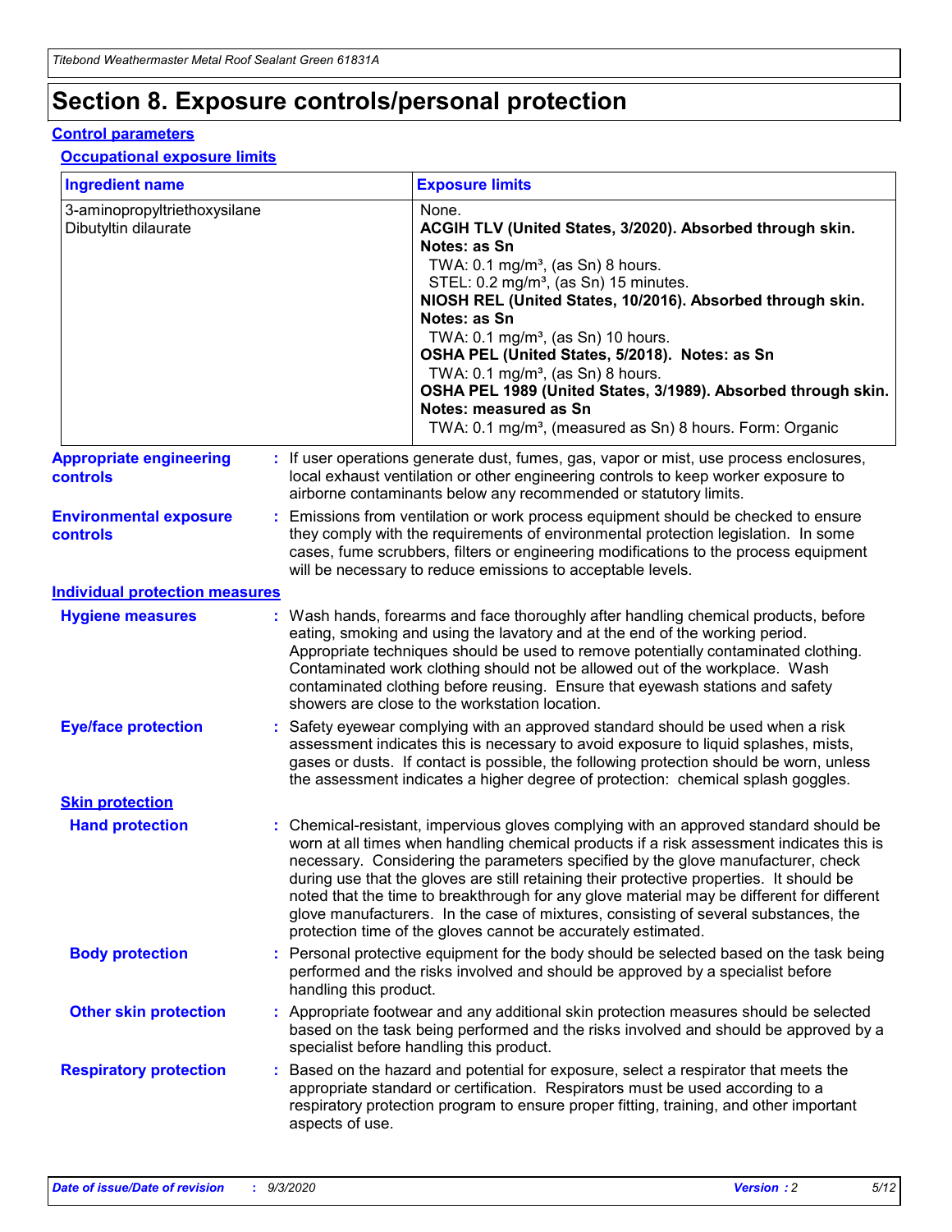# Section 8. Exposure controls/personal protection

## Control parameters

### Occupational exposure limits

| Ingredient name | Exposure limits |
| --- | --- |
| 3-aminopropyltriethoxysilane<br>Dibutyltin dilaurate | None.<br>**ACGIH TLV (United States, 3/2020). Absorbed through skin. Notes: as Sn**<br>TWA: 0.1 mg/m³, (as Sn) 8 hours.<br>STEL: 0.2 mg/m³, (as Sn) 15 minutes.<br>**NIOSH REL (United States, 10/2016). Absorbed through skin. Notes: as Sn**<br>TWA: 0.1 mg/m³, (as Sn) 10 hours.<br>**OSHA PEL (United States, 5/2018). Notes: as Sn**<br>TWA: 0.1 mg/m³, (as Sn) 8 hours.<br>**OSHA PEL 1989 (United States, 3/1989). Absorbed through skin. Notes: measured as Sn**<br>TWA: 0.1 mg/m³, (measured as Sn) 8 hours. Form: Organic |

**Appropriate engineering controls** : If user operations generate dust, fumes, gas, vapor or mist, use process enclosures, local exhaust ventilation or other engineering controls to keep worker exposure to airborne contaminants below any recommended or statutory limits.

**Environmental exposure controls** : Emissions from ventilation or work process equipment should be checked to ensure they comply with the requirements of environmental protection legislation. In some cases, fume scrubbers, filters or engineering modifications to the process equipment will be necessary to reduce emissions to acceptable levels.

## Individual protection measures

**Hygiene measures** : Wash hands, forearms and face thoroughly after handling chemical products, before eating, smoking and using the lavatory and at the end of the working period. Appropriate techniques should be used to remove potentially contaminated clothing. Contaminated work clothing should not be allowed out of the workplace. Wash contaminated clothing before reusing. Ensure that eyewash stations and safety showers are close to the workstation location.

**Eye/face protection** : Safety eyewear complying with an approved standard should be used when a risk assessment indicates this is necessary to avoid exposure to liquid splashes, mists, gases or dusts. If contact is possible, the following protection should be worn, unless the assessment indicates a higher degree of protection: chemical splash goggles.

### Skin protection

**Hand protection** : Chemical-resistant, impervious gloves complying with an approved standard should be worn at all times when handling chemical products if a risk assessment indicates this is necessary. Considering the parameters specified by the glove manufacturer, check during use that the gloves are still retaining their protective properties. It should be noted that the time to breakthrough for any glove material may be different for different glove manufacturers. In the case of mixtures, consisting of several substances, the protection time of the gloves cannot be accurately estimated.

**Body protection** : Personal protective equipment for the body should be selected based on the task being performed and the risks involved and should be approved by a specialist before handling this product.

**Other skin protection** : Appropriate footwear and any additional skin protection measures should be selected based on the task being performed and the risks involved and should be approved by a specialist before handling this product.

**Respiratory protection** : Based on the hazard and potential for exposure, select a respirator that meets the appropriate standard or certification. Respirators must be used according to a respiratory protection program to ensure proper fitting, training, and other important aspects of use.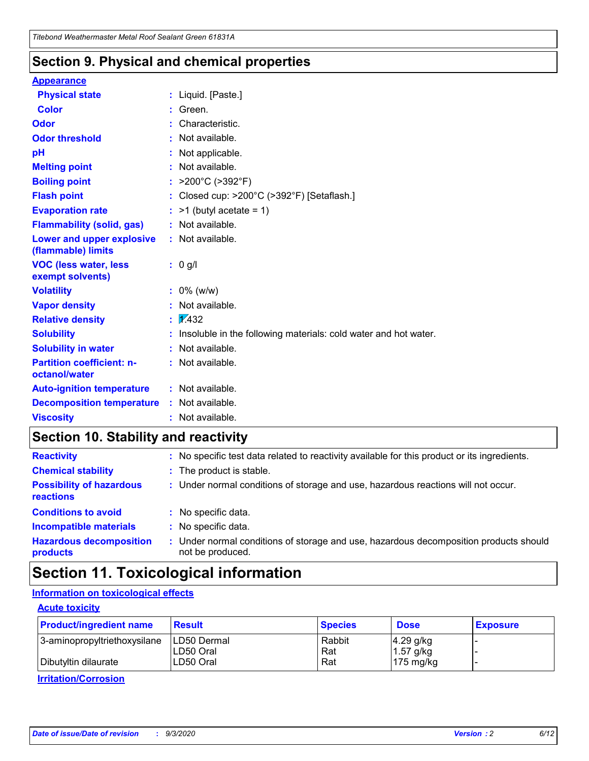## Section 9. Physical and chemical properties

**Appearance**

| | |
|---|---|
| **Physical state** | : Liquid. [Paste.] |
| **Color** | : Green. |
| **Odor** | : Characteristic. |
| **Odor threshold** | : Not available. |
| **pH** | : Not applicable. |
| **Melting point** | : Not available. |
| **Boiling point** | : >200°C (>392°F) |
| **Flash point** | : Closed cup: >200°C (>392°F) [Setaflash.] |
| **Evaporation rate** | : >1 (butyl acetate = 1) |
| **Flammability (solid, gas)** | : Not available. |
| **Lower and upper explosive (flammable) limits** | : Not available. |
| **VOC (less water, less exempt solvents)** | : 0 g/l |
| **Volatility** | : 0% (w/w) |
| **Vapor density** | : Not available. |
| **Relative density** | : 1.432 |
| **Solubility** | : Insoluble in the following materials: cold water and hot water. |
| **Solubility in water** | : Not available. |
| **Partition coefficient: n-octanol/water** | : Not available. |
| **Auto-ignition temperature** | : Not available. |
| **Decomposition temperature** | : Not available. |
| **Viscosity** | : Not available. |

## Section 10. Stability and reactivity

| | |
|---|---|
| **Reactivity** | : No specific test data related to reactivity available for this product or its ingredients. |
| **Chemical stability** | : The product is stable. |
| **Possibility of hazardous reactions** | : Under normal conditions of storage and use, hazardous reactions will not occur. |
| **Conditions to avoid** | : No specific data. |
| **Incompatible materials** | : No specific data. |
| **Hazardous decomposition products** | : Under normal conditions of storage and use, hazardous decomposition products should not be produced. |

## Section 11. Toxicological information

**Information on toxicological effects**

**Acute toxicity**

| Product/ingredient name | Result | Species | Dose | Exposure |
|---|---|---|---|---|
| 3-aminopropyltriethoxysilane | LD50 Dermal | Rabbit | 4.29 g/kg | - |
| | LD50 Oral | Rat | 1.57 g/kg | - |
| Dibutyltin dilaurate | LD50 Oral | Rat | 175 mg/kg | - |

**Irritation/Corrosion**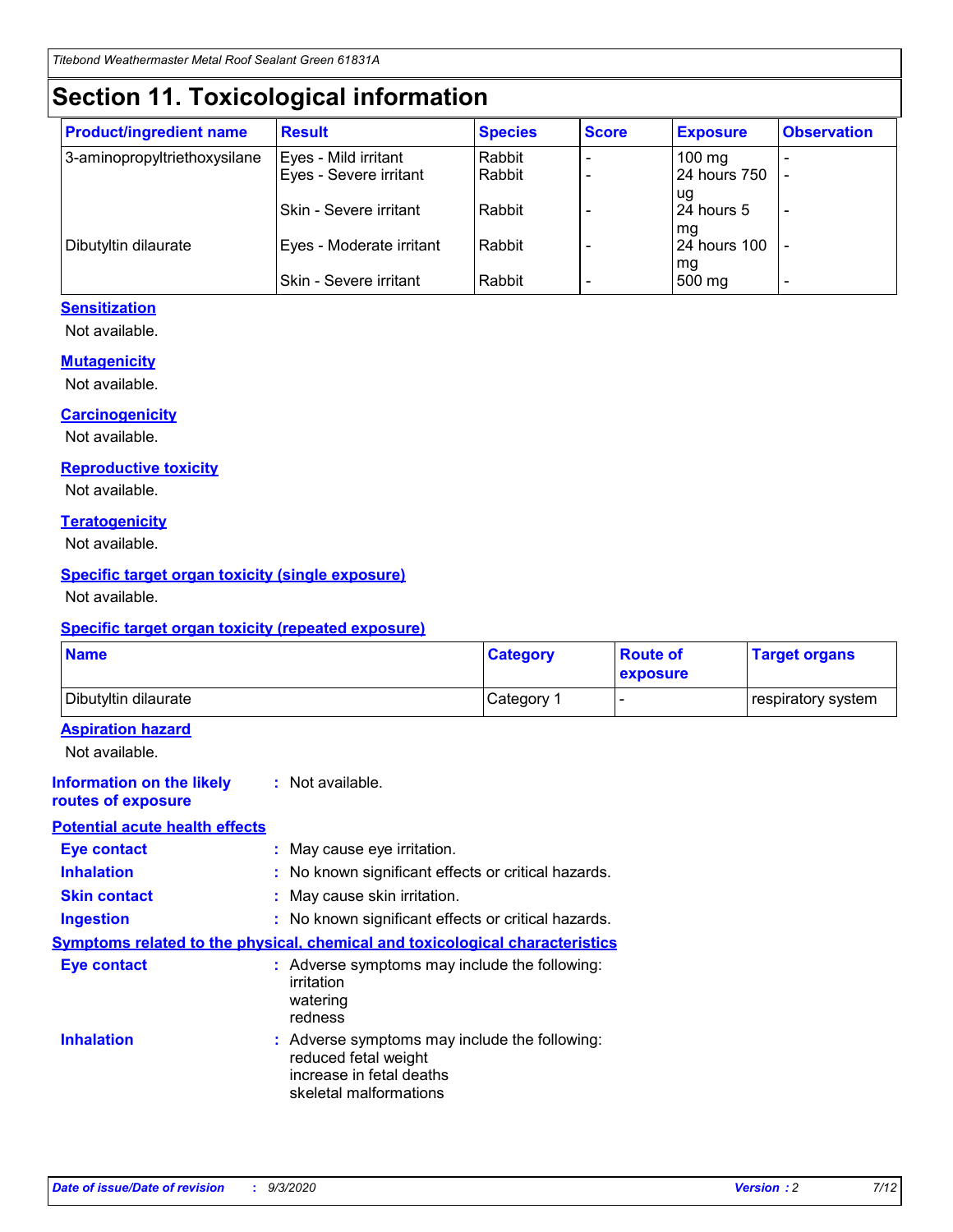# Section 11. Toxicological information

| Product/ingredient name | Result | Species | Score | Exposure | Observation |
|---|---|---|---|---|---|
| 3-aminopropyltriethoxysilane | Eyes - Mild irritant | Rabbit | - | 100 mg | - |
| | Eyes - Severe irritant | Rabbit | - | 24 hours 750 ug | - |
| | Skin - Severe irritant | Rabbit | - | 24 hours 5 mg | - |
| Dibutyltin dilaurate | Eyes - Moderate irritant | Rabbit | - | 24 hours 100 mg | - |
| | Skin - Severe irritant | Rabbit | - | 500 mg | - |

**Sensitization**

Not available.

**Mutagenicity**

Not available.

**Carcinogenicity**

Not available.

**Reproductive toxicity**

Not available.

**Teratogenicity**

Not available.

**Specific target organ toxicity (single exposure)**

Not available.

**Specific target organ toxicity (repeated exposure)**

| Name | Category | Route of exposure | Target organs |
|---|---|---|---|
| Dibutyltin dilaurate | Category 1 | - | respiratory system |

**Aspiration hazard**

Not available.

**Information on the likely routes of exposure** : Not available.

**Potential acute health effects**

**Eye contact** : May cause eye irritation.

**Inhalation** : No known significant effects or critical hazards.

**Skin contact** : May cause skin irritation.

**Ingestion** : No known significant effects or critical hazards.

**Symptoms related to the physical, chemical and toxicological characteristics**

**Eye contact** : Adverse symptoms may include the following:
irritation
watering
redness

**Inhalation** : Adverse symptoms may include the following:
reduced fetal weight
increase in fetal deaths
skeletal malformations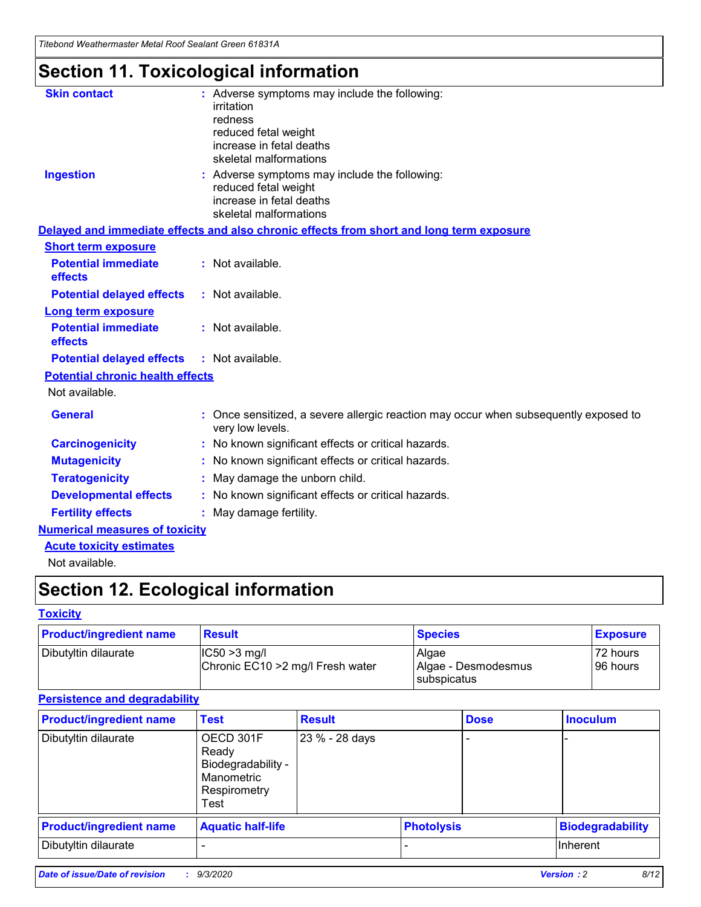# Section 11. Toxicological information

**Skin contact** : Adverse symptoms may include the following:
irritation
redness
reduced fetal weight
increase in fetal deaths
skeletal malformations

**Ingestion** : Adverse symptoms may include the following:
reduced fetal weight
increase in fetal deaths
skeletal malformations

**Delayed and immediate effects and also chronic effects from short and long term exposure**

**Short term exposure**

**Potential immediate effects** : Not available.

**Potential delayed effects** : Not available.

**Long term exposure**

**Potential immediate effects** : Not available.

**Potential delayed effects** : Not available.

**Potential chronic health effects**

Not available.

**General** : Once sensitized, a severe allergic reaction may occur when subsequently exposed to very low levels.

**Carcinogenicity** : No known significant effects or critical hazards.

**Mutagenicity** : No known significant effects or critical hazards.

**Teratogenicity** : May damage the unborn child.

**Developmental effects** : No known significant effects or critical hazards.

**Fertility effects** : May damage fertility.

**Numerical measures of toxicity**

**Acute toxicity estimates**

Not available.

# Section 12. Ecological information

**Toxicity**

| Product/ingredient name | Result | Species | Exposure |
|---|---|---|---|
| Dibutyltin dilaurate | IC50 >3 mg/l<br>Chronic EC10 >2 mg/l Fresh water | Algae<br>Algae - Desmodesmus subspicatus | 72 hours<br>96 hours |

**Persistence and degradability**

| Product/ingredient name | Test | Result | Dose | Inoculum |
|---|---|---|---|---|
| Dibutyltin dilaurate | OECD 301F Ready Biodegradability - Manometric Respirometry Test | 23 % - 28 days | - | - |

| Product/ingredient name | Aquatic half-life | Photolysis | Biodegradability |
|---|---|---|---|
| Dibutyltin dilaurate | - | - | Inherent |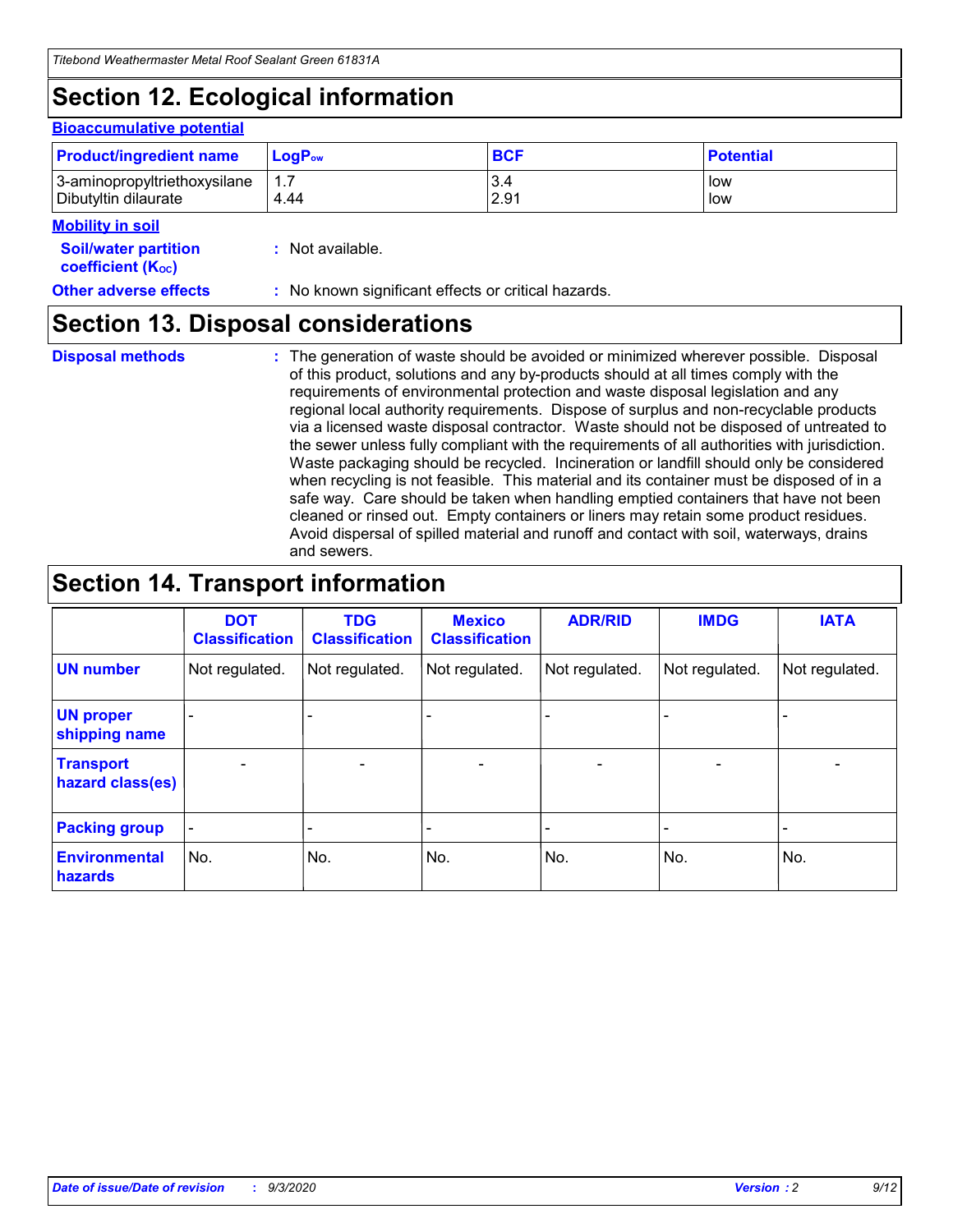# Section 12. Ecological information

**Bioaccumulative potential**

| Product/ingredient name | $LogP_{ow}$ | BCF | Potential |
|---|---|---|---|
| 3-aminopropyltriethoxysilane | 1.7 | 3.4 | low |
| Dibutyltin dilaurate | 4.44 | 2.91 | low |

**Mobility in soil**

**Soil/water partition coefficient ($K_{OC}$)** : Not available.

**Other adverse effects** : No known significant effects or critical hazards.

# Section 13. Disposal considerations

**Disposal methods** : The generation of waste should be avoided or minimized wherever possible. Disposal of this product, solutions and any by-products should at all times comply with the requirements of environmental protection and waste disposal legislation and any regional local authority requirements. Dispose of surplus and non-recyclable products via a licensed waste disposal contractor. Waste should not be disposed of untreated to the sewer unless fully compliant with the requirements of all authorities with jurisdiction. Waste packaging should be recycled. Incineration or landfill should only be considered when recycling is not feasible. This material and its container must be disposed of in a safe way. Care should be taken when handling emptied containers that have not been cleaned or rinsed out. Empty containers or liners may retain some product residues. Avoid dispersal of spilled material and runoff and contact with soil, waterways, drains and sewers.

# Section 14. Transport information

| | DOT Classification | TDG Classification | Mexico Classification | ADR/RID | IMDG | IATA |
|---|---|---|---|---|---|---|
| **UN number** | Not regulated. | Not regulated. | Not regulated. | Not regulated. | Not regulated. | Not regulated. |
| **UN proper shipping name** | - | - | - | - | - | - |
| **Transport hazard class(es)** | - | - | - | - | - | - |
| **Packing group** | - | - | - | - | - | - |
| **Environmental hazards** | No. | No. | No. | No. | No. | No. |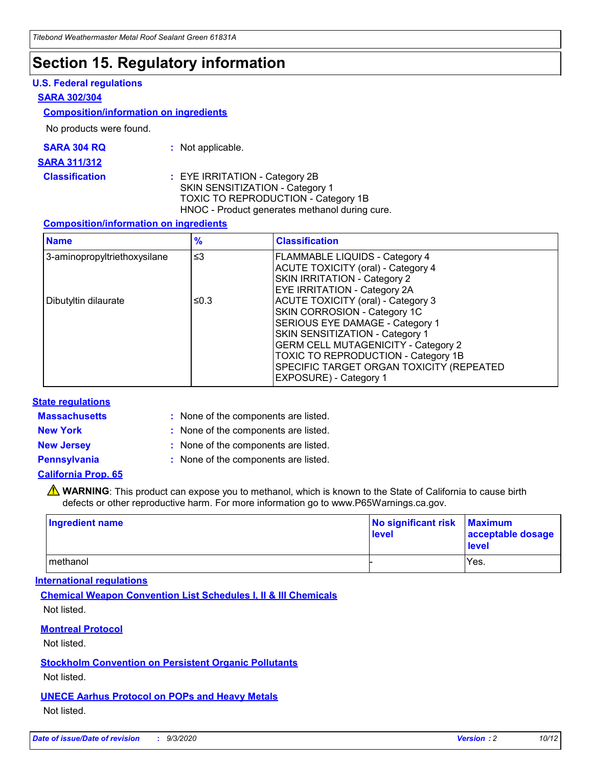# Section 15. Regulatory information

### U.S. Federal regulations

**SARA 302/304**

**Composition/information on ingredients**

No products were found.

**SARA 304 RQ** : Not applicable.

**SARA 311/312**

**Classification** : EYE IRRITATION - Category 2B
SKIN SENSITIZATION - Category 1
TOXIC TO REPRODUCTION - Category 1B
HNOC - Product generates methanol during cure.

**Composition/information on ingredients**

| Name | % | Classification |
|---|---|---|
| 3-aminopropyltriethoxysilane | ≤3 | FLAMMABLE LIQUIDS - Category 4<br>ACUTE TOXICITY (oral) - Category 4<br>SKIN IRRITATION - Category 2<br>EYE IRRITATION - Category 2A |
| Dibutyltin dilaurate | ≤0.3 | ACUTE TOXICITY (oral) - Category 3<br>SKIN CORROSION - Category 1C<br>SERIOUS EYE DAMAGE - Category 1<br>SKIN SENSITIZATION - Category 1<br>GERM CELL MUTAGENICITY - Category 2<br>TOXIC TO REPRODUCTION - Category 1B<br>SPECIFIC TARGET ORGAN TOXICITY (REPEATED EXPOSURE) - Category 1 |

### State regulations

**Massachusetts** : None of the components are listed.

**New York** : None of the components are listed.

**New Jersey** : None of the components are listed.

**Pennsylvania** : None of the components are listed.

**California Prop. 65**

⚠ **WARNING**: This product can expose you to methanol, which is known to the State of California to cause birth defects or other reproductive harm. For more information go to www.P65Warnings.ca.gov.

| Ingredient name | No significant risk level | Maximum acceptable dosage level |
|---|---|---|
| methanol | - | Yes. |

### International regulations

**Chemical Weapon Convention List Schedules I, II & III Chemicals**

Not listed.

**Montreal Protocol**

Not listed.

**Stockholm Convention on Persistent Organic Pollutants**

Not listed.

**UNECE Aarhus Protocol on POPs and Heavy Metals**

Not listed.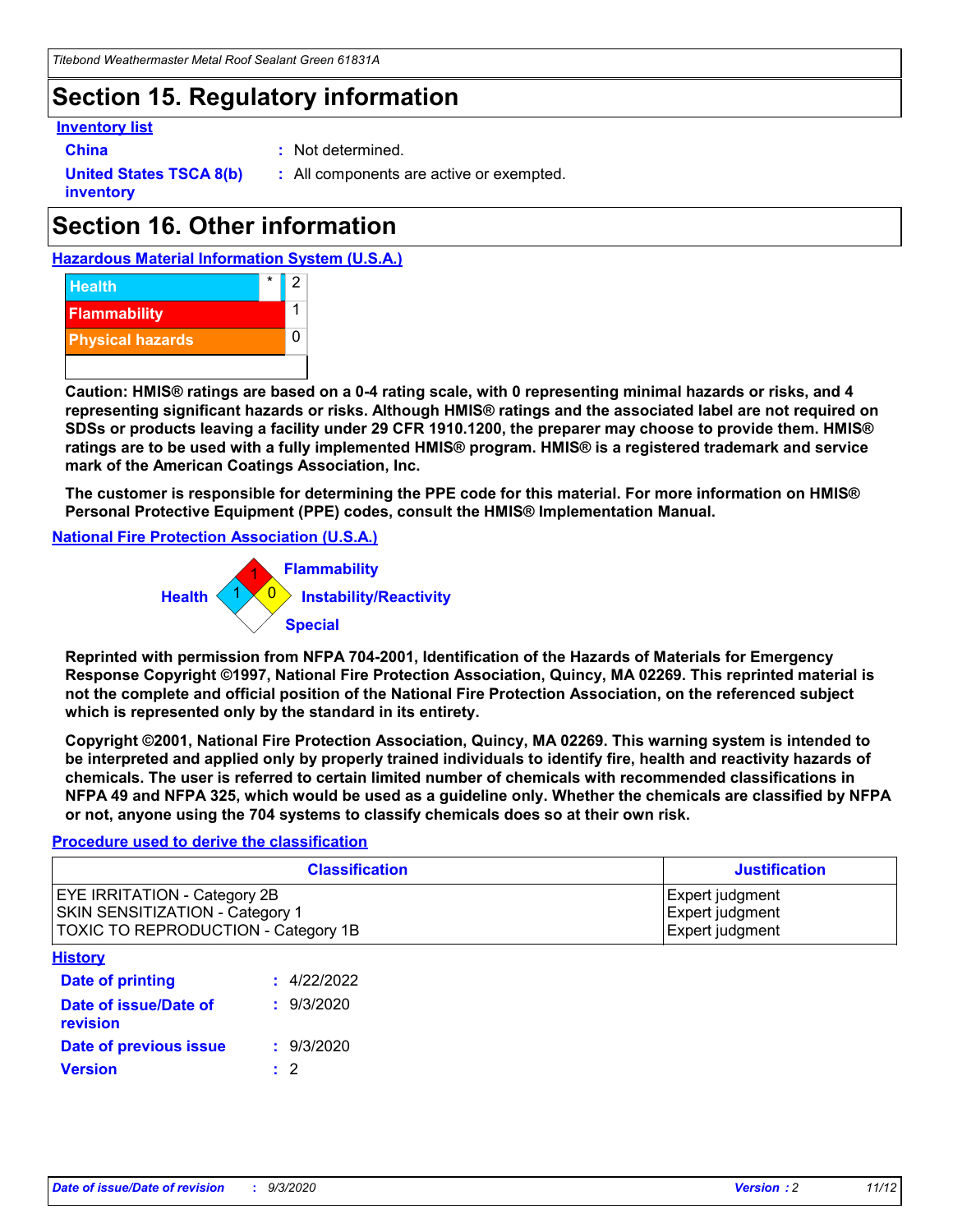# Section 15. Regulatory information

**Inventory list**

**China** : Not determined.

**United States TSCA 8(b) inventory** : All components are active or exempted.

# Section 16. Other information

**Hazardous Material Information System (U.S.A.)**

| | | |
|---|---|---|
| Health | * | 2 |
| Flammability | | 1 |
| Physical hazards | | 0 |

**Caution: HMIS® ratings are based on a 0-4 rating scale, with 0 representing minimal hazards or risks, and 4 representing significant hazards or risks. Although HMIS® ratings and the associated label are not required on SDSs or products leaving a facility under 29 CFR 1910.1200, the preparer may choose to provide them. HMIS® ratings are to be used with a fully implemented HMIS® program. HMIS® is a registered trademark and service mark of the American Coatings Association, Inc.**

**The customer is responsible for determining the PPE code for this material. For more information on HMIS® Personal Protective Equipment (PPE) codes, consult the HMIS® Implementation Manual.**

**National Fire Protection Association (U.S.A.)**

Flammability: 1
Health: 1
Instability/Reactivity: 0
Special:

**Reprinted with permission from NFPA 704-2001, Identification of the Hazards of Materials for Emergency Response Copyright ©1997, National Fire Protection Association, Quincy, MA 02269. This reprinted material is not the complete and official position of the National Fire Protection Association, on the referenced subject which is represented only by the standard in its entirety.**

**Copyright ©2001, National Fire Protection Association, Quincy, MA 02269. This warning system is intended to be interpreted and applied only by properly trained individuals to identify fire, health and reactivity hazards of chemicals. The user is referred to certain limited number of chemicals with recommended classifications in NFPA 49 and NFPA 325, which would be used as a guideline only. Whether the chemicals are classified by NFPA or not, anyone using the 704 systems to classify chemicals does so at their own risk.**

**Procedure used to derive the classification**

| Classification | Justification |
|---|---|
| EYE IRRITATION - Category 2B | Expert judgment |
| SKIN SENSITIZATION - Category 1 | Expert judgment |
| TOXIC TO REPRODUCTION - Category 1B | Expert judgment |

**History**

**Date of printing** : 4/22/2022

**Date of issue/Date of revision** : 9/3/2020

**Date of previous issue** : 9/3/2020

**Version** : 2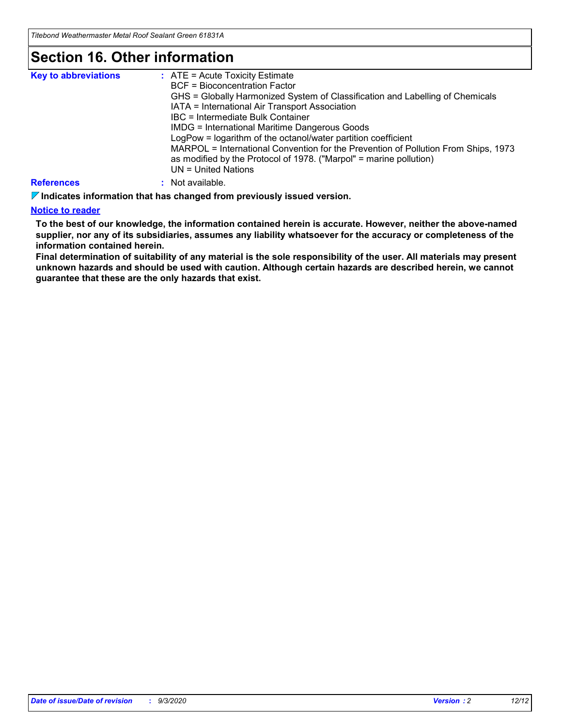# Section 16. Other information

**Key to abbreviations** : ATE = Acute Toxicity Estimate
BCF = Bioconcentration Factor
GHS = Globally Harmonized System of Classification and Labelling of Chemicals
IATA = International Air Transport Association
IBC = Intermediate Bulk Container
IMDG = International Maritime Dangerous Goods
LogPow = logarithm of the octanol/water partition coefficient
MARPOL = International Convention for the Prevention of Pollution From Ships, 1973 as modified by the Protocol of 1978. ("Marpol" = marine pollution)
UN = United Nations

**References** : Not available.

**Indicates information that has changed from previously issued version.**

**Notice to reader**

**To the best of our knowledge, the information contained herein is accurate. However, neither the above-named supplier, nor any of its subsidiaries, assumes any liability whatsoever for the accuracy or completeness of the information contained herein.**

**Final determination of suitability of any material is the sole responsibility of the user. All materials may present unknown hazards and should be used with caution. Although certain hazards are described herein, we cannot guarantee that these are the only hazards that exist.**